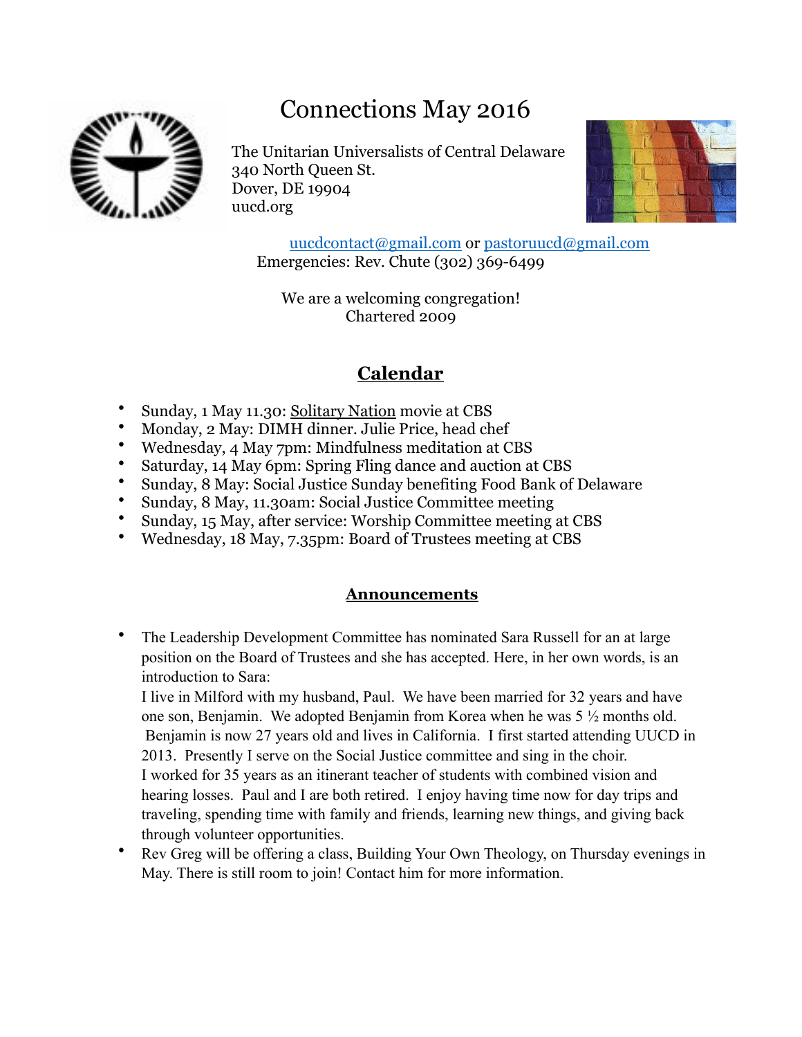# Connections May 2016

The Unitarian Universalists of Central Delaware
340 North Queen St.
Dover, DE 19904
uucd.org

uucdcontact@gmail.com or pastoruucd@gmail.com
Emergencies: Rev. Chute (302) 369-6499

We are a welcoming congregation!
Chartered 2009

## Calendar

- Sunday, 1 May 11.30: Solitary Nation movie at CBS
- Monday, 2 May: DIMH dinner. Julie Price, head chef
- Wednesday, 4 May 7pm: Mindfulness meditation at CBS
- Saturday, 14 May 6pm: Spring Fling dance and auction at CBS
- Sunday, 8 May: Social Justice Sunday benefiting Food Bank of Delaware
- Sunday, 8 May, 11.30am: Social Justice Committee meeting
- Sunday, 15 May, after service: Worship Committee meeting at CBS
- Wednesday, 18 May, 7.35pm: Board of Trustees meeting at CBS

## Announcements

- The Leadership Development Committee has nominated Sara Russell for an at large position on the Board of Trustees and she has accepted. Here, in her own words, is an introduction to Sara:
  I live in Milford with my husband, Paul. We have been married for 32 years and have one son, Benjamin. We adopted Benjamin from Korea when he was 5 ½ months old. Benjamin is now 27 years old and lives in California. I first started attending UUCD in 2013. Presently I serve on the Social Justice committee and sing in the choir.
  I worked for 35 years as an itinerant teacher of students with combined vision and hearing losses. Paul and I are both retired. I enjoy having time now for day trips and traveling, spending time with family and friends, learning new things, and giving back through volunteer opportunities.
- Rev Greg will be offering a class, Building Your Own Theology, on Thursday evenings in May. There is still room to join! Contact him for more information.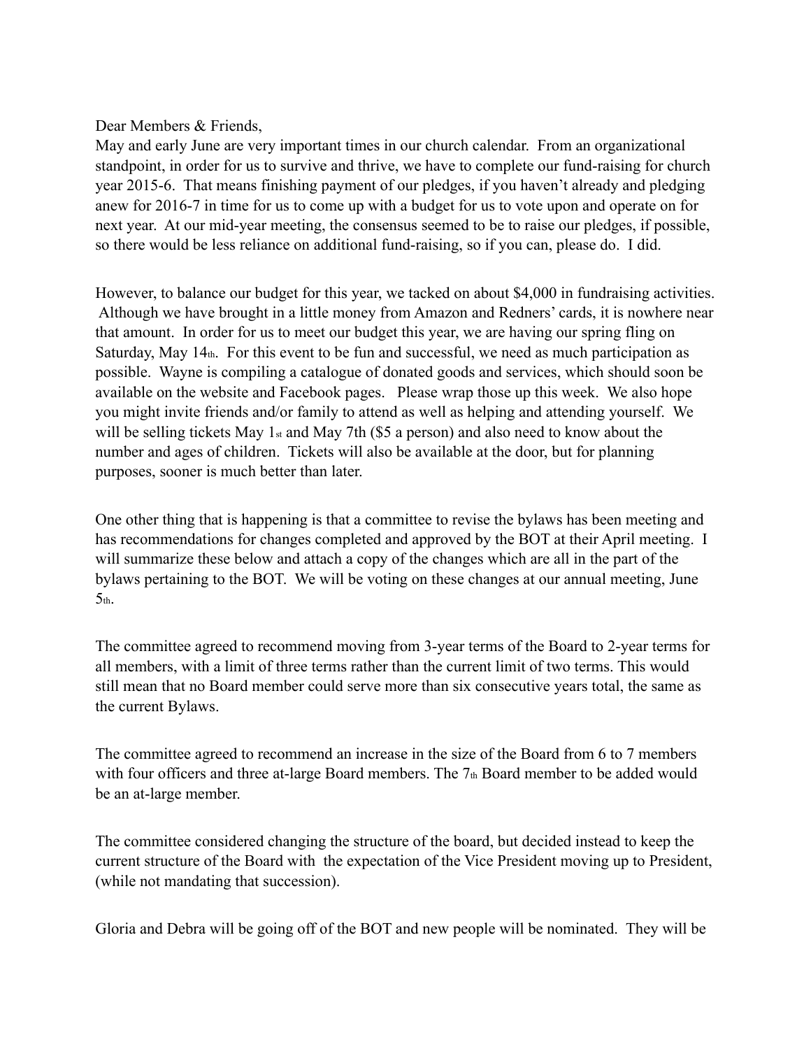Dear Members & Friends,

May and early June are very important times in our church calendar. From an organizational standpoint, in order for us to survive and thrive, we have to complete our fund-raising for church year 2015-6. That means finishing payment of our pledges, if you haven't already and pledging anew for 2016-7 in time for us to come up with a budget for us to vote upon and operate on for next year. At our mid-year meeting, the consensus seemed to be to raise our pledges, if possible, so there would be less reliance on additional fund-raising, so if you can, please do. I did.

However, to balance our budget for this year, we tacked on about $4,000 in fundraising activities. Although we have brought in a little money from Amazon and Redners' cards, it is nowhere near that amount. In order for us to meet our budget this year, we are having our spring fling on Saturday, May 14th. For this event to be fun and successful, we need as much participation as possible. Wayne is compiling a catalogue of donated goods and services, which should soon be available on the website and Facebook pages. Please wrap those up this week. We also hope you might invite friends and/or family to attend as well as helping and attending yourself. We will be selling tickets May 1st and May 7th ($5 a person) and also need to know about the number and ages of children. Tickets will also be available at the door, but for planning purposes, sooner is much better than later.

One other thing that is happening is that a committee to revise the bylaws has been meeting and has recommendations for changes completed and approved by the BOT at their April meeting. I will summarize these below and attach a copy of the changes which are all in the part of the bylaws pertaining to the BOT. We will be voting on these changes at our annual meeting, June 5th.

The committee agreed to recommend moving from 3-year terms of the Board to 2-year terms for all members, with a limit of three terms rather than the current limit of two terms. This would still mean that no Board member could serve more than six consecutive years total, the same as the current Bylaws.

The committee agreed to recommend an increase in the size of the Board from 6 to 7 members with four officers and three at-large Board members. The 7th Board member to be added would be an at-large member.

The committee considered changing the structure of the board, but decided instead to keep the current structure of the Board with the expectation of the Vice President moving up to President, (while not mandating that succession).

Gloria and Debra will be going off of the BOT and new people will be nominated. They will be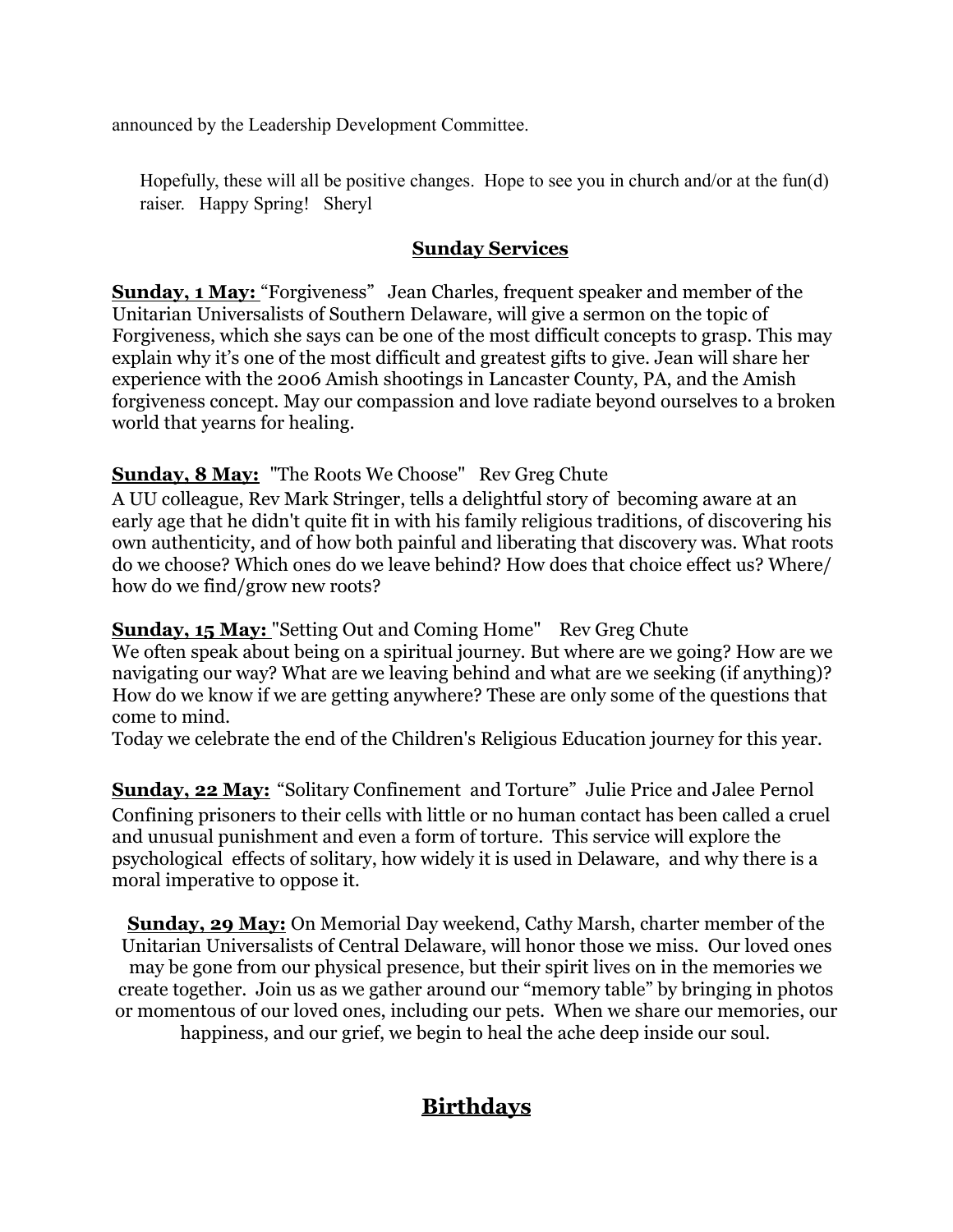announced by the Leadership Development Committee.

Hopefully, these will all be positive changes. Hope to see you in church and/or at the fun(d) raiser. Happy Spring! Sheryl

## Sunday Services

**Sunday, 1 May:** "Forgiveness" Jean Charles, frequent speaker and member of the Unitarian Universalists of Southern Delaware, will give a sermon on the topic of Forgiveness, which she says can be one of the most difficult concepts to grasp. This may explain why it's one of the most difficult and greatest gifts to give. Jean will share her experience with the 2006 Amish shootings in Lancaster County, PA, and the Amish forgiveness concept. May our compassion and love radiate beyond ourselves to a broken world that yearns for healing.

**Sunday, 8 May:** "The Roots We Choose" Rev Greg Chute
A UU colleague, Rev Mark Stringer, tells a delightful story of becoming aware at an early age that he didn't quite fit in with his family religious traditions, of discovering his own authenticity, and of how both painful and liberating that discovery was. What roots do we choose? Which ones do we leave behind? How does that choice effect us? Where/how do we find/grow new roots?

**Sunday, 15 May:** "Setting Out and Coming Home" Rev Greg Chute
We often speak about being on a spiritual journey. But where are we going? How are we navigating our way? What are we leaving behind and what are we seeking (if anything)? How do we know if we are getting anywhere? These are only some of the questions that come to mind.
Today we celebrate the end of the Children's Religious Education journey for this year.

**Sunday, 22 May:** "Solitary Confinement and Torture" Julie Price and Jalee Pernol
Confining prisoners to their cells with little or no human contact has been called a cruel and unusual punishment and even a form of torture. This service will explore the psychological effects of solitary, how widely it is used in Delaware, and why there is a moral imperative to oppose it.

**Sunday, 29 May:** On Memorial Day weekend, Cathy Marsh, charter member of the Unitarian Universalists of Central Delaware, will honor those we miss. Our loved ones may be gone from our physical presence, but their spirit lives on in the memories we create together. Join us as we gather around our "memory table" by bringing in photos or momentous of our loved ones, including our pets. When we share our memories, our happiness, and our grief, we begin to heal the ache deep inside our soul.

## Birthdays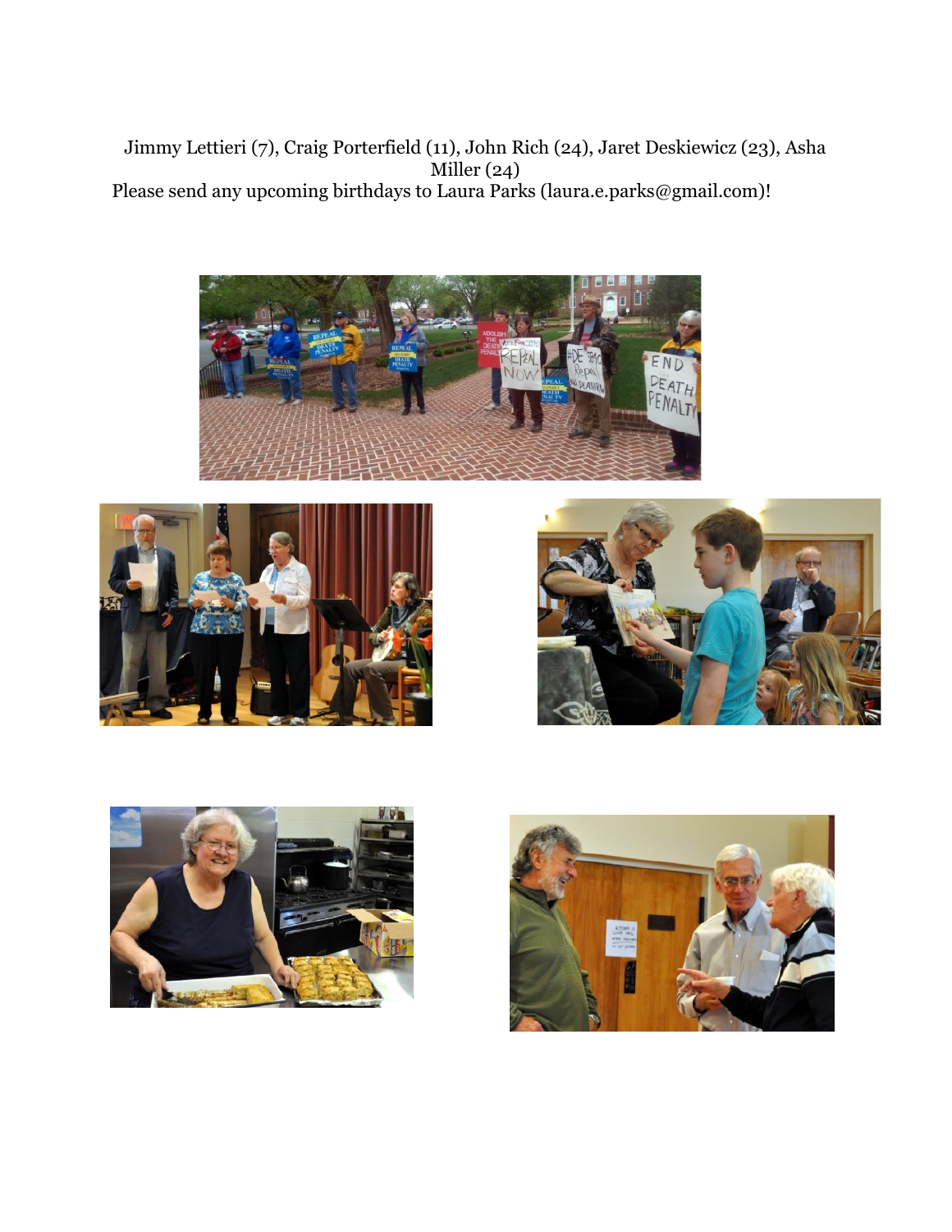Jimmy Lettieri (7), Craig Porterfield (11), John Rich (24), Jaret Deskiewicz (23), Asha Miller (24)

Please send any upcoming birthdays to Laura Parks (laura.e.parks@gmail.com)!